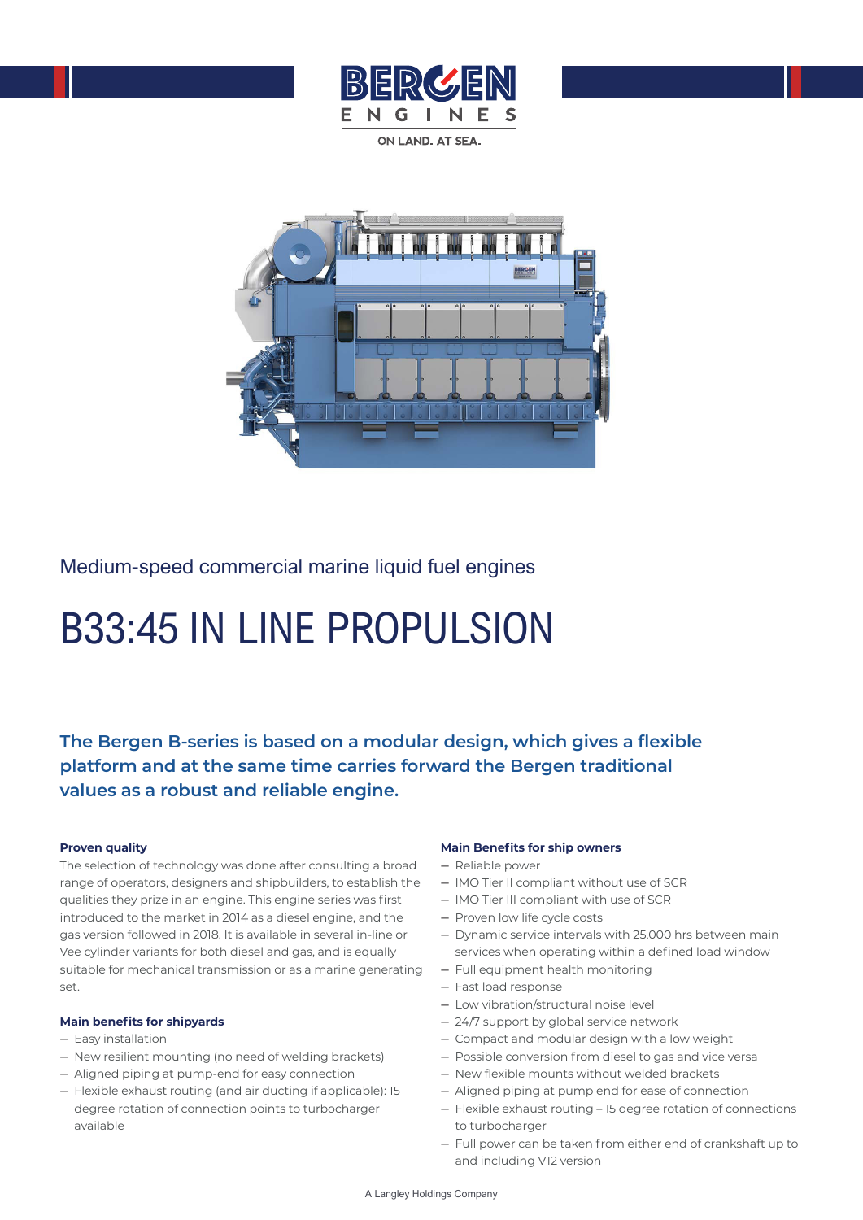Medium-speed commercial marine liquid fuel engines

# B33:45 IN LINE PROPULSION

**The Bergen B-series is based on a modular design, which gives a flexible platform and at the same time carries forward the Bergen traditional values as a robust and reliable engine.**

### Proven quality

The selection of technology was done after consulting a broad range of operators, designers and shipbuilders, to establish the qualities they prize in an engine. This engine series was first introduced to the market in 2014 as a diesel engine, and the gas version followed in 2018. It is available in several in-line or Vee cylinder variants for both diesel and gas, and is equally suitable for mechanical transmission or as a marine generating set.

### Main benefits for shipyards

- Easy installation
- New resilient mounting (no need of welding brackets)
- Aligned piping at pump-end for easy connection
- Flexible exhaust routing (and air ducting if applicable): 15 degree rotation of connection points to turbocharger available

### Main Benefits for ship owners

- Reliable power
- IMO Tier II compliant without use of SCR
- IMO Tier III compliant with use of SCR
- Proven low life cycle costs
- Dynamic service intervals with 25.000 hrs between main services when operating within a defined load window
- Full equipment health monitoring
- Fast load response
- Low vibration/structural noise level
- 24/7 support by global service network
- Compact and modular design with a low weight
- Possible conversion from diesel to gas and vice versa
- New flexible mounts without welded brackets
- Aligned piping at pump end for ease of connection
- Flexible exhaust routing – 15 degree rotation of connections to turbocharger
- Full power can be taken from either end of crankshaft up to and including V12 version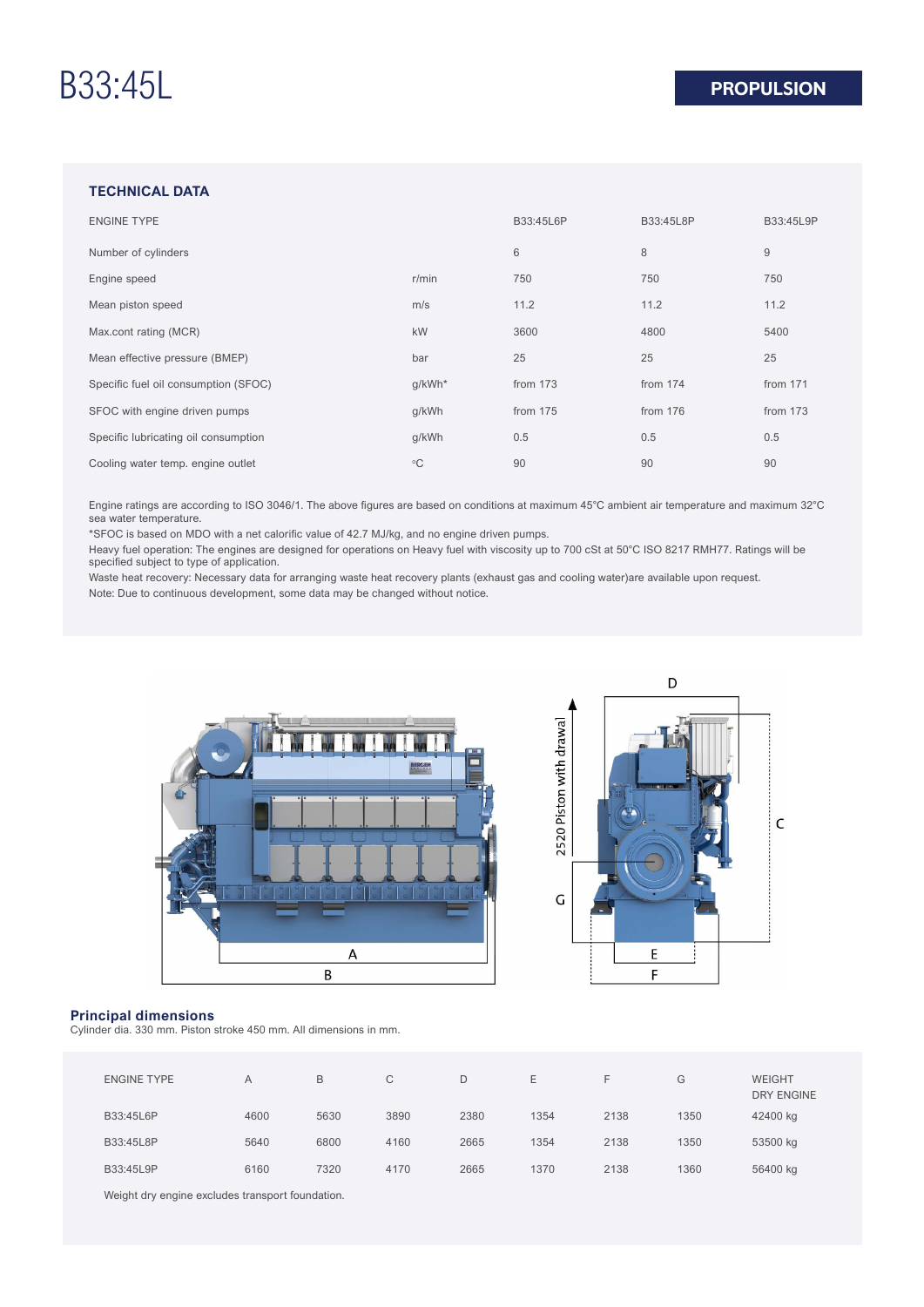# B33:45L

**PROPULSION**

## TECHNICAL DATA

| ENGINE TYPE | | B33:45L6P | B33:45L8P | B33:45L9P |
|---|---|---|---|---|
| Number of cylinders | | 6 | 8 | 9 |
| Engine speed | r/min | 750 | 750 | 750 |
| Mean piston speed | m/s | 11.2 | 11.2 | 11.2 |
| Max.cont rating (MCR) | kW | 3600 | 4800 | 5400 |
| Mean effective pressure (BMEP) | bar | 25 | 25 | 25 |
| Specific fuel oil consumption (SFOC) | g/kWh* | from 173 | from 174 | from 171 |
| SFOC with engine driven pumps | g/kWh | from 175 | from 176 | from 173 |
| Specific lubricating oil consumption | g/kWh | 0.5 | 0.5 | 0.5 |
| Cooling water temp. engine outlet | °C | 90 | 90 | 90 |

Engine ratings are according to ISO 3046/1. The above figures are based on conditions at maximum 45°C ambient air temperature and maximum 32°C sea water temperature.
*SFOC is based on MDO with a net calorific value of 42.7 MJ/kg, and no engine driven pumps.
Heavy fuel operation: The engines are designed for operations on Heavy fuel with viscosity up to 700 cSt at 50°C ISO 8217 RMH77. Ratings will be specified subject to type of application.
Waste heat recovery: Necessary data for arranging waste heat recovery plants (exhaust gas and cooling water)are available upon request.
Note: Due to continuous development, some data may be changed without notice.

A
B
D
C
2520 Piston with drawal
G
E
F

### Principal dimensions

Cylinder dia. 330 mm. Piston stroke 450 mm. All dimensions in mm.

| ENGINE TYPE | A | B | C | D | E | F | G | WEIGHT DRY ENGINE |
|---|---|---|---|---|---|---|---|---|
| B33:45L6P | 4600 | 5630 | 3890 | 2380 | 1354 | 2138 | 1350 | 42400 kg |
| B33:45L8P | 5640 | 6800 | 4160 | 2665 | 1354 | 2138 | 1350 | 53500 kg |
| B33:45L9P | 6160 | 7320 | 4170 | 2665 | 1370 | 2138 | 1360 | 56400 kg |

Weight dry engine excludes transport foundation.